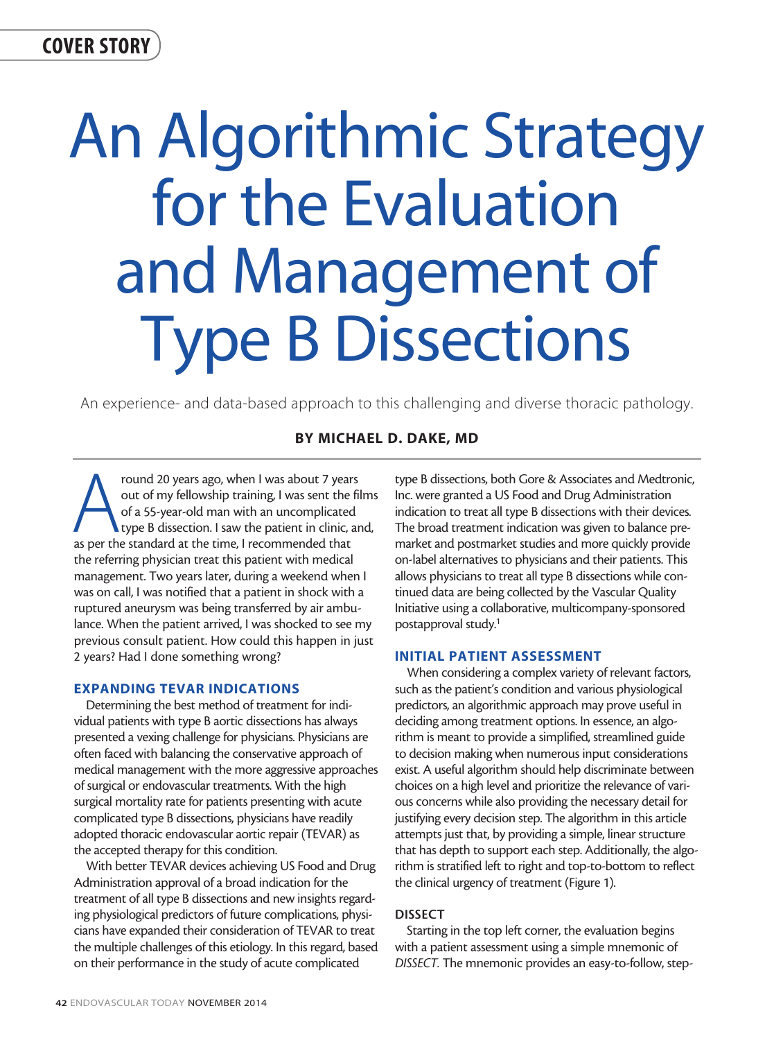COVER STORY

# An Algorithmic Strategy for the Evaluation and Management of Type B Dissections

An experience- and data-based approach to this challenging and diverse thoracic pathology.

**BY MICHAEL D. DAKE, MD**

Around 20 years ago, when I was about 7 years out of my fellowship training, I was sent the films of a 55-year-old man with an uncomplicated type B dissection. I saw the patient in clinic, and, as per the standard at the time, I recommended that the referring physician treat this patient with medical management. Two years later, during a weekend when I was on call, I was notified that a patient in shock with a ruptured aneurysm was being transferred by air ambulance. When the patient arrived, I was shocked to see my previous consult patient. How could this happen in just 2 years? Had I done something wrong?

## EXPANDING TEVAR INDICATIONS

Determining the best method of treatment for individual patients with type B aortic dissections has always presented a vexing challenge for physicians. Physicians are often faced with balancing the conservative approach of medical management with the more aggressive approaches of surgical or endovascular treatments. With the high surgical mortality rate for patients presenting with acute complicated type B dissections, physicians have readily adopted thoracic endovascular aortic repair (TEVAR) as the accepted therapy for this condition.

With better TEVAR devices achieving US Food and Drug Administration approval of a broad indication for the treatment of all type B dissections and new insights regarding physiological predictors of future complications, physicians have expanded their consideration of TEVAR to treat the multiple challenges of this etiology. In this regard, based on their performance in the study of acute complicated type B dissections, both Gore & Associates and Medtronic, Inc. were granted a US Food and Drug Administration indication to treat all type B dissections with their devices. The broad treatment indication was given to balance premarket and postmarket studies and more quickly provide on-label alternatives to physicians and their patients. This allows physicians to treat all type B dissections while continued data are being collected by the Vascular Quality Initiative using a collaborative, multicompany-sponsored postapproval study.[1]

## INITIAL PATIENT ASSESSMENT

When considering a complex variety of relevant factors, such as the patient's condition and various physiological predictors, an algorithmic approach may prove useful in deciding among treatment options. In essence, an algorithm is meant to provide a simplified, streamlined guide to decision making when numerous input considerations exist. A useful algorithm should help discriminate between choices on a high level and prioritize the relevance of various concerns while also providing the necessary detail for justifying every decision step. The algorithm in this article attempts just that, by providing a simple, linear structure that has depth to support each step. Additionally, the algorithm is stratified left to right and top-to-bottom to reflect the clinical urgency of treatment (Figure 1).

### DISSECT

Starting in the top left corner, the evaluation begins with a patient assessment using a simple mnemonic of *DISSECT*. The mnemonic provides an easy-to-follow, step-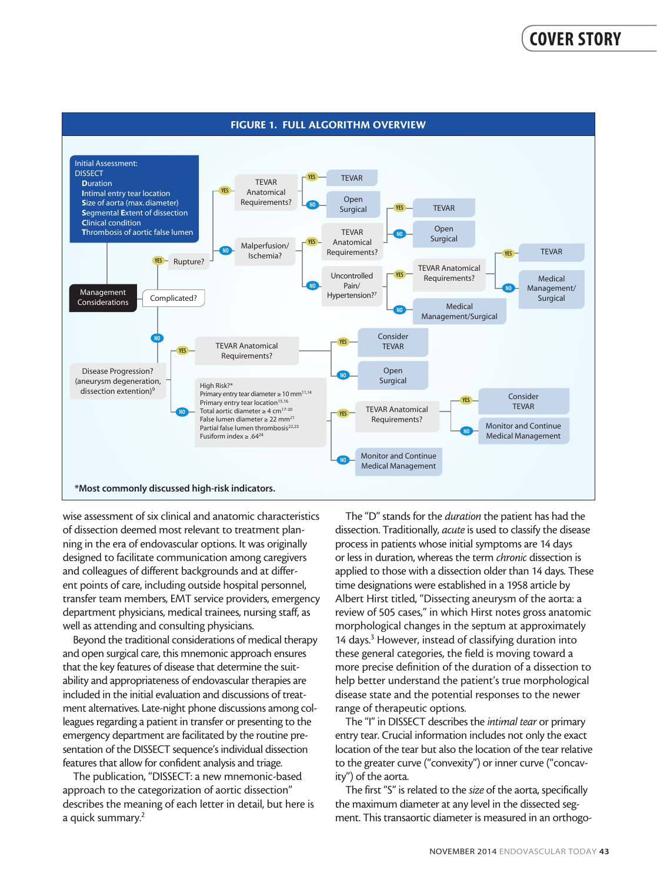**FIGURE 1. FULL ALGORITHM OVERVIEW**

Initial Assessment:
DISSECT
- **D**uration
- **I**ntimal entry tear location
- **S**ize of aorta (max. diameter)
- **S**egmental **E**xtent of dissection
- **C**linical condition
- **T**hrombosis of aortic false lumen

Management Considerations → Complicated?

- YES → Rupture?
  - YES → TEVAR Anatomical Requirements?
    - YES → TEVAR
    - NO → Open Surgical
  - NO → Malperfusion/Ischemia?
    - YES → TEVAR Anatomical Requirements?
      - YES → TEVAR
      - NO → Open Surgical
    - NO → Uncontrolled Pain/Hypertension?[7]
      - YES → TEVAR Anatomical Requirements?
        - YES → TEVAR
        - NO → Medical Management/Surgical
      - NO → Medical Management/Surgical
- NO → Disease Progression? (aneurysm degeneration, dissection extention)[9]
  - YES → TEVAR Anatomical Requirements?
    - YES → Consider TEVAR
    - NO → Open Surgical
  - NO → High Risk?*
    - Primary entry tear diameter ≥ 10 mm[11,14]
    - Primary entry tear location[15,16]
    - Total aortic diameter ≥ 4 cm[17-20]
    - False lumen diameter ≥ 22 mm[21]
    - Partial false lumen thrombosis[22,23]
    - Fusiform index ≥ .64[24]
    - YES → TEVAR Anatomical Requirements?
      - YES → Consider TEVAR
      - NO → Monitor and Continue Medical Management
    - NO → Monitor and Continue Medical Management

***Most commonly discussed high-risk indicators.**

wise assessment of six clinical and anatomic characteristics of dissection deemed most relevant to treatment planning in the era of endovascular options. It was originally designed to facilitate communication among caregivers and colleagues of different backgrounds and at different points of care, including outside hospital personnel, transfer team members, EMT service providers, emergency department physicians, medical trainees, nursing staff, as well as attending and consulting physicians.

Beyond the traditional considerations of medical therapy and open surgical care, this mnemonic approach ensures that the key features of disease that determine the suitability and appropriateness of endovascular therapies are included in the initial evaluation and discussions of treatment alternatives. Late-night phone discussions among colleagues regarding a patient in transfer or presenting to the emergency department are facilitated by the routine presentation of the DISSECT sequence's individual dissection features that allow for confident analysis and triage.

The publication, "DISSECT: a new mnemonic-based approach to the categorization of aortic dissection" describes the meaning of each letter in detail, but here is a quick summary.[2]

The "D" stands for the *duration* the patient has had the dissection. Traditionally, *acute* is used to classify the disease process in patients whose initial symptoms are 14 days or less in duration, whereas the term *chronic* dissection is applied to those with a dissection older than 14 days. These time designations were established in a 1958 article by Albert Hirst titled, "Dissecting aneurysm of the aorta: a review of 505 cases," in which Hirst notes gross anatomic morphological changes in the septum at approximately 14 days.[3] However, instead of classifying duration into these general categories, the field is moving toward a more precise definition of the duration of a dissection to help better understand the patient's true morphological disease state and the potential responses to the newer range of therapeutic options.

The "I" in DISSECT describes the *intimal tear* or primary entry tear. Crucial information includes not only the exact location of the tear but also the location of the tear relative to the greater curve ("convexity") or inner curve ("concavity") of the aorta.

The first "S" is related to the *size* of the aorta, specifically the maximum diameter at any level in the dissected segment. This transaortic diameter is measured in an orthogo-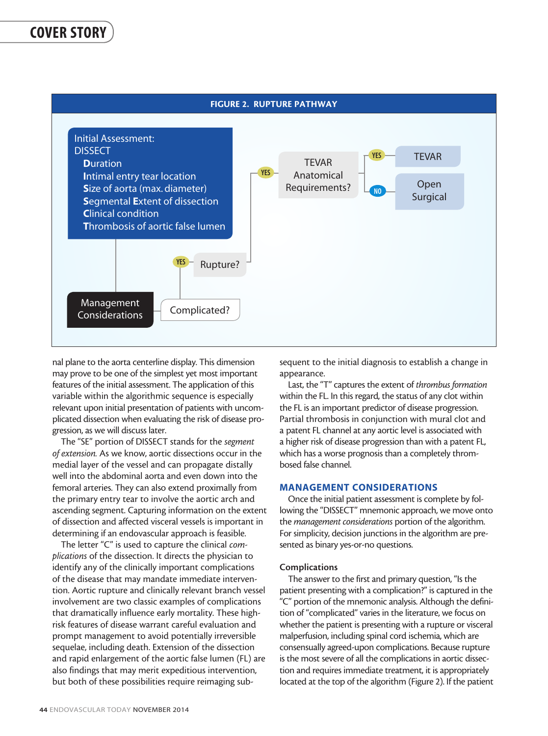**FIGURE 2. RUPTURE PATHWAY**

Initial Assessment:
DISSECT
**D**uration
**I**ntimal entry tear location
**S**ize of aorta (max. diameter)
**S**egmental **E**xtent of dissection
**C**linical condition
**T**hrombosis of aortic false lumen

Management Considerations → Complicated? → YES → Rupture? → YES → TEVAR Anatomical Requirements? → YES → TEVAR; NO → Open Surgical

nal plane to the aorta centerline display. This dimension may prove to be one of the simplest yet most important features of the initial assessment. The application of this variable within the algorithmic sequence is especially relevant upon initial presentation of patients with uncomplicated dissection when evaluating the risk of disease progression, as we will discuss later.

The "SE" portion of DISSECT stands for the *segment of extension.* As we know, aortic dissections occur in the medial layer of the vessel and can propagate distally well into the abdominal aorta and even down into the femoral arteries. They can also extend proximally from the primary entry tear to involve the aortic arch and ascending segment. Capturing information on the extent of dissection and affected visceral vessels is important in determining if an endovascular approach is feasible.

The letter "C" is used to capture the clinical *complications* of the dissection. It directs the physician to identify any of the clinically important complications of the disease that may mandate immediate intervention. Aortic rupture and clinically relevant branch vessel involvement are two classic examples of complications that dramatically influence early mortality. These high-risk features of disease warrant careful evaluation and prompt management to avoid potentially irreversible sequelae, including death. Extension of the dissection and rapid enlargement of the aortic false lumen (FL) are also findings that may merit expeditious intervention, but both of these possibilities require reimaging subsequent to the initial diagnosis to establish a change in appearance.

Last, the "T" captures the extent of *thrombus formation* within the FL. In this regard, the status of any clot within the FL is an important predictor of disease progression. Partial thrombosis in conjunction with mural clot and a patent FL channel at any aortic level is associated with a higher risk of disease progression than with a patent FL, which has a worse prognosis than a completely thrombosed false channel.

## MANAGEMENT CONSIDERATIONS

Once the initial patient assessment is complete by following the "DISSECT" mnemonic approach, we move onto the *management considerations* portion of the algorithm. For simplicity, decision junctions in the algorithm are presented as binary yes-or-no questions.

### Complications

The answer to the first and primary question, "Is the patient presenting with a complication?" is captured in the "C" portion of the mnemonic analysis. Although the definition of "complicated" varies in the literature, we focus on whether the patient is presenting with a rupture or visceral malperfusion, including spinal cord ischemia, which are consensually agreed-upon complications. Because rupture is the most severe of all the complications in aortic dissection and requires immediate treatment, it is appropriately located at the top of the algorithm (Figure 2). If the patient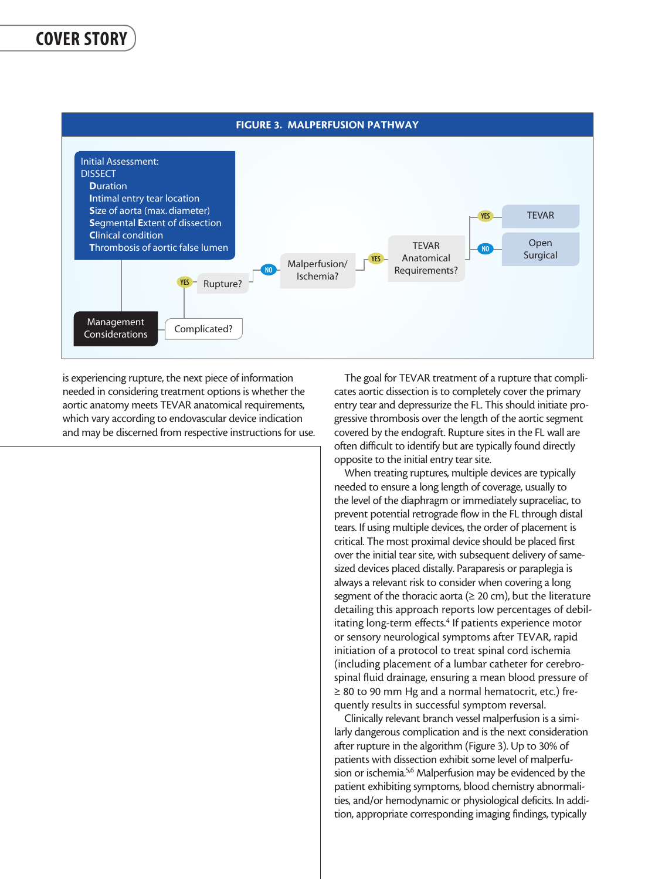**FIGURE 3. MALPERFUSION PATHWAY**

Initial Assessment:
DISSECT
- **D**uration
- **I**ntimal entry tear location
- **S**ize of aorta (max. diameter)
- **S**egmental **E**xtent of dissection
- **C**linical condition
- **T**hrombosis of aortic false lumen

Management Considerations → Complicated? → YES → Rupture? → NO → Malperfusion/ Ischemia? → YES → TEVAR Anatomical Requirements? → YES → TEVAR; NO → Open Surgical

is experiencing rupture, the next piece of information needed in considering treatment options is whether the aortic anatomy meets TEVAR anatomical requirements, which vary according to endovascular device indication and may be discerned from respective instructions for use.

The goal for TEVAR treatment of a rupture that complicates aortic dissection is to completely cover the primary entry tear and depressurize the FL. This should initiate progressive thrombosis over the length of the aortic segment covered by the endograft. Rupture sites in the FL wall are often difficult to identify but are typically found directly opposite to the initial entry tear site.

When treating ruptures, multiple devices are typically needed to ensure a long length of coverage, usually to the level of the diaphragm or immediately supraceliac, to prevent potential retrograde flow in the FL through distal tears. If using multiple devices, the order of placement is critical. The most proximal device should be placed first over the initial tear site, with subsequent delivery of same-sized devices placed distally. Paraparesis or paraplegia is always a relevant risk to consider when covering a long segment of the thoracic aorta (≥ 20 cm), but the literature detailing this approach reports low percentages of debilitating long-term effects.[4] If patients experience motor or sensory neurological symptoms after TEVAR, rapid initiation of a protocol to treat spinal cord ischemia (including placement of a lumbar catheter for cerebrospinal fluid drainage, ensuring a mean blood pressure of ≥ 80 to 90 mm Hg and a normal hematocrit, etc.) frequently results in successful symptom reversal.

Clinically relevant branch vessel malperfusion is a similarly dangerous complication and is the next consideration after rupture in the algorithm (Figure 3). Up to 30% of patients with dissection exhibit some level of malperfusion or ischemia.[5,6] Malperfusion may be evidenced by the patient exhibiting symptoms, blood chemistry abnormalities, and/or hemodynamic or physiological deficits. In addition, appropriate corresponding imaging findings, typically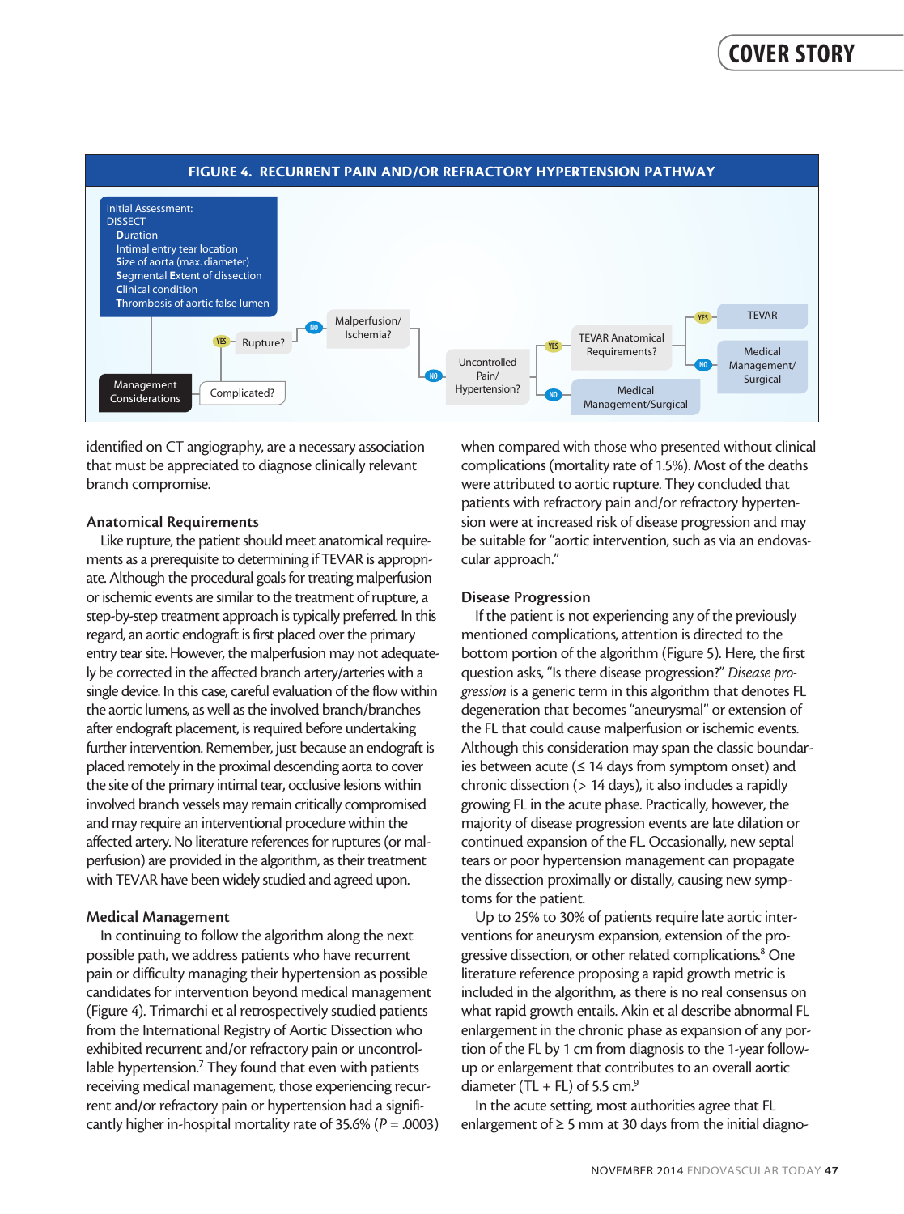**FIGURE 4. RECURRENT PAIN AND/OR REFRACTORY HYPERTENSION PATHWAY**

Initial Assessment:
DISSECT
**D**uration
**I**ntimal entry tear location
**S**ize of aorta (max. diameter)
**S**egmental **E**xtent of dissection
**C**linical condition
**T**hrombosis of aortic false lumen

Management Considerations → Complicated? → YES → Rupture? → NO → Malperfusion/Ischemia? → NO → Uncontrolled Pain/Hypertension? → YES → TEVAR Anatomical Requirements? → YES → TEVAR; NO → Medical Management/Surgical. Uncontrolled Pain/Hypertension? → NO → Medical Management/Surgical

identified on CT angiography, are a necessary association that must be appreciated to diagnose clinically relevant branch compromise.

### Anatomical Requirements

Like rupture, the patient should meet anatomical requirements as a prerequisite to determining if TEVAR is appropriate. Although the procedural goals for treating malperfusion or ischemic events are similar to the treatment of rupture, a step-by-step treatment approach is typically preferred. In this regard, an aortic endograft is first placed over the primary entry tear site. However, the malperfusion may not adequately be corrected in the affected branch artery/arteries with a single device. In this case, careful evaluation of the flow within the aortic lumens, as well as the involved branch/branches after endograft placement, is required before undertaking further intervention. Remember, just because an endograft is placed remotely in the proximal descending aorta to cover the site of the primary intimal tear, occlusive lesions within involved branch vessels may remain critically compromised and may require an interventional procedure within the affected artery. No literature references for ruptures (or malperfusion) are provided in the algorithm, as their treatment with TEVAR have been widely studied and agreed upon.

### Medical Management

In continuing to follow the algorithm along the next possible path, we address patients who have recurrent pain or difficulty managing their hypertension as possible candidates for intervention beyond medical management (Figure 4). Trimarchi et al retrospectively studied patients from the International Registry of Aortic Dissection who exhibited recurrent and/or refractory pain or uncontrollable hypertension.[7] They found that even with patients receiving medical management, those experiencing recurrent and/or refractory pain or hypertension had a significantly higher in-hospital mortality rate of 35.6% (*P* = .0003) when compared with those who presented without clinical complications (mortality rate of 1.5%). Most of the deaths were attributed to aortic rupture. They concluded that patients with refractory pain and/or refractory hypertension were at increased risk of disease progression and may be suitable for "aortic intervention, such as via an endovascular approach."

### Disease Progression

If the patient is not experiencing any of the previously mentioned complications, attention is directed to the bottom portion of the algorithm (Figure 5). Here, the first question asks, "Is there disease progression?" *Disease progression* is a generic term in this algorithm that denotes FL degeneration that becomes "aneurysmal" or extension of the FL that could cause malperfusion or ischemic events. Although this consideration may span the classic boundaries between acute (≤ 14 days from symptom onset) and chronic dissection (> 14 days), it also includes a rapidly growing FL in the acute phase. Practically, however, the majority of disease progression events are late dilation or continued expansion of the FL. Occasionally, new septal tears or poor hypertension management can propagate the dissection proximally or distally, causing new symptoms for the patient.

Up to 25% to 30% of patients require late aortic interventions for aneurysm expansion, extension of the progressive dissection, or other related complications.[8] One literature reference proposing a rapid growth metric is included in the algorithm, as there is no real consensus on what rapid growth entails. Akin et al describe abnormal FL enlargement in the chronic phase as expansion of any portion of the FL by 1 cm from diagnosis to the 1-year follow-up or enlargement that contributes to an overall aortic diameter (TL + FL) of 5.5 cm.[9]

In the acute setting, most authorities agree that FL enlargement of ≥ 5 mm at 30 days from the initial diagno-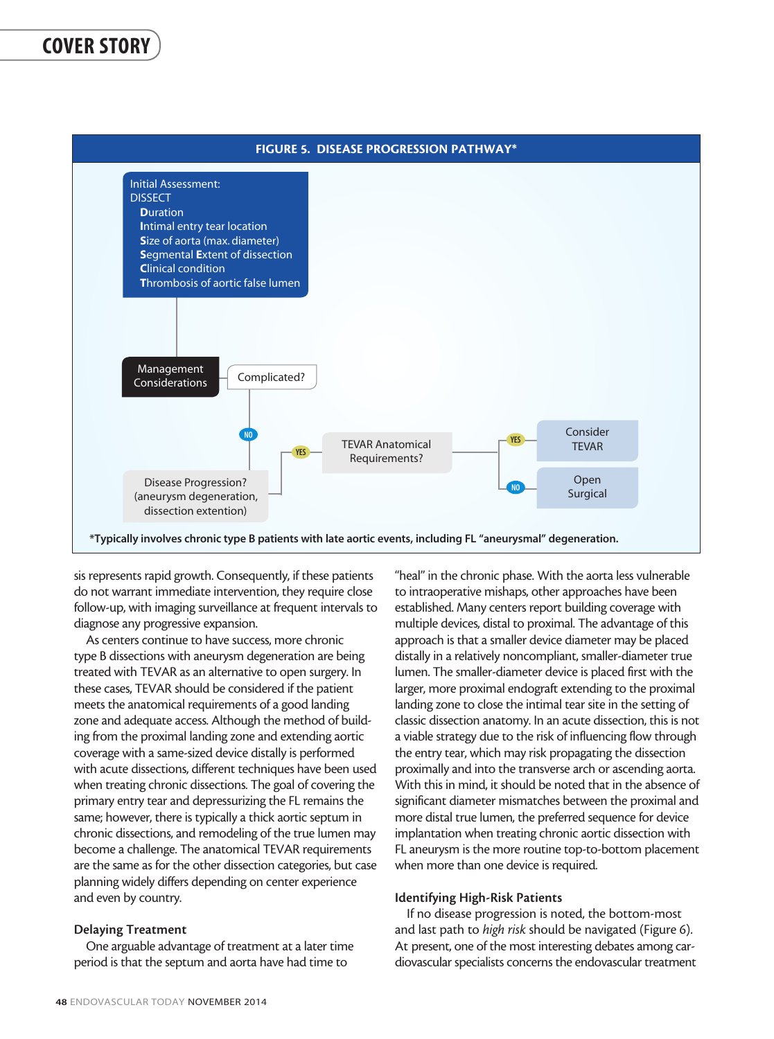**FIGURE 5. DISEASE PROGRESSION PATHWAY***

Initial Assessment:
DISSECT
**D**uration
**I**ntimal entry tear location
**S**ize of aorta (max. diameter)
**S**egmental **E**xtent of dissection
**C**linical condition
**T**hrombosis of aortic false lumen

Management Considerations — Complicated?

NO → Disease Progression? (aneurysm degeneration, dissection extention)

YES → TEVAR Anatomical Requirements?

YES → Consider TEVAR

NO → Open Surgical

***Typically involves chronic type B patients with late aortic events, including FL "aneurysmal" degeneration.**

sis represents rapid growth. Consequently, if these patients do not warrant immediate intervention, they require close follow-up, with imaging surveillance at frequent intervals to diagnose any progressive expansion.

As centers continue to have success, more chronic type B dissections with aneurysm degeneration are being treated with TEVAR as an alternative to open surgery. In these cases, TEVAR should be considered if the patient meets the anatomical requirements of a good landing zone and adequate access. Although the method of building from the proximal landing zone and extending aortic coverage with a same-sized device distally is performed with acute dissections, different techniques have been used when treating chronic dissections. The goal of covering the primary entry tear and depressurizing the FL remains the same; however, there is typically a thick aortic septum in chronic dissections, and remodeling of the true lumen may become a challenge. The anatomical TEVAR requirements are the same as for the other dissection categories, but case planning widely differs depending on center experience and even by country.

### Delaying Treatment

One arguable advantage of treatment at a later time period is that the septum and aorta have had time to "heal" in the chronic phase. With the aorta less vulnerable to intraoperative mishaps, other approaches have been established. Many centers report building coverage with multiple devices, distal to proximal. The advantage of this approach is that a smaller device diameter may be placed distally in a relatively noncompliant, smaller-diameter true lumen. The smaller-diameter device is placed first with the larger, more proximal endograft extending to the proximal landing zone to close the intimal tear site in the setting of classic dissection anatomy. In an acute dissection, this is not a viable strategy due to the risk of influencing flow through the entry tear, which may risk propagating the dissection proximally and into the transverse arch or ascending aorta. With this in mind, it should be noted that in the absence of significant diameter mismatches between the proximal and more distal true lumen, the preferred sequence for device implantation when treating chronic aortic dissection with FL aneurysm is the more routine top-to-bottom placement when more than one device is required.

### Identifying High-Risk Patients

If no disease progression is noted, the bottom-most and last path to *high risk* should be navigated (Figure 6). At present, one of the most interesting debates among cardiovascular specialists concerns the endovascular treatment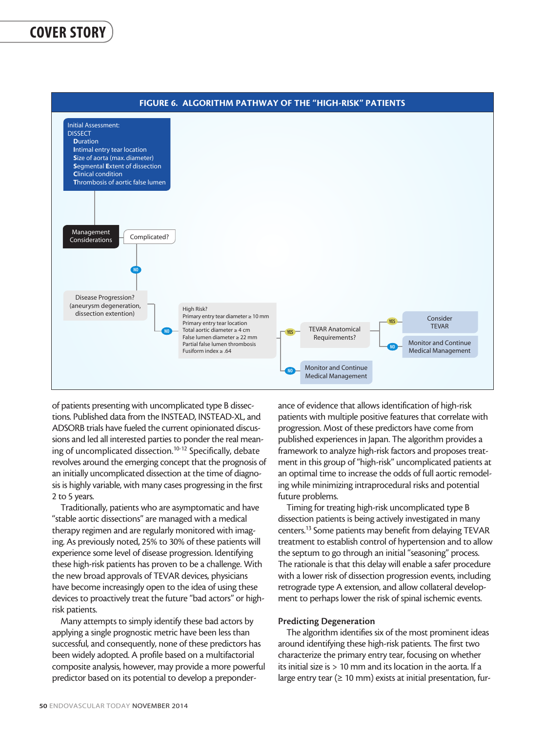**FIGURE 6. ALGORITHM PATHWAY OF THE "HIGH-RISK" PATIENTS**

Initial Assessment:
DISSECT
- **D**uration
- **I**ntimal entry tear location
- **S**ize of aorta (max. diameter)
- **S**egmental **E**xtent of dissection
- **C**linical condition
- **T**hrombosis of aortic false lumen

Management Considerations → Complicated?

NO → Disease Progression? (aneurysm degeneration, dissection extention)

NO → High Risk?
- Primary entry tear diameter ≥ 10 mm
- Primary entry tear location
- Total aortic diameter ≥ 4 cm
- False lumen diameter ≥ 22 mm
- Partial false lumen thrombosis
- Fusiform index ≥ .64

YES → TEVAR Anatomical Requirements?
- YES → Consider TEVAR
- NO → Monitor and Continue Medical Management

NO → Monitor and Continue Medical Management

of patients presenting with uncomplicated type B dissections. Published data from the INSTEAD, INSTEAD-XL, and ADSORB trials have fueled the current opinionated discussions and led all interested parties to ponder the real meaning of uncomplicated dissection.[10-12] Specifically, debate revolves around the emerging concept that the prognosis of an initially uncomplicated dissection at the time of diagnosis is highly variable, with many cases progressing in the first 2 to 5 years.

Traditionally, patients who are asymptomatic and have "stable aortic dissections" are managed with a medical therapy regimen and are regularly monitored with imaging. As previously noted, 25% to 30% of these patients will experience some level of disease progression. Identifying these high-risk patients has proven to be a challenge. With the new broad approvals of TEVAR devices, physicians have become increasingly open to the idea of using these devices to proactively treat the future "bad actors" or high-risk patients.

Many attempts to simply identify these bad actors by applying a single prognostic metric have been less than successful, and consequently, none of these predictors has been widely adopted. A profile based on a multifactorial composite analysis, however, may provide a more powerful predictor based on its potential to develop a preponderance of evidence that allows identification of high-risk patients with multiple positive features that correlate with progression. Most of these predictors have come from published experiences in Japan. The algorithm provides a framework to analyze high-risk factors and proposes treatment in this group of "high-risk" uncomplicated patients at an optimal time to increase the odds of full aortic remodeling while minimizing intraprocedural risks and potential future problems.

Timing for treating high-risk uncomplicated type B dissection patients is being actively investigated in many centers.[13] Some patients may benefit from delaying TEVAR treatment to establish control of hypertension and to allow the septum to go through an initial "seasoning" process. The rationale is that this delay will enable a safer procedure with a lower risk of dissection progression events, including retrograde type A extension, and allow collateral development to perhaps lower the risk of spinal ischemic events.

### Predicting Degeneration

The algorithm identifies six of the most prominent ideas around identifying these high-risk patients. The first two characterize the primary entry tear, focusing on whether its initial size is > 10 mm and its location in the aorta. If a large entry tear (≥ 10 mm) exists at initial presentation, fur-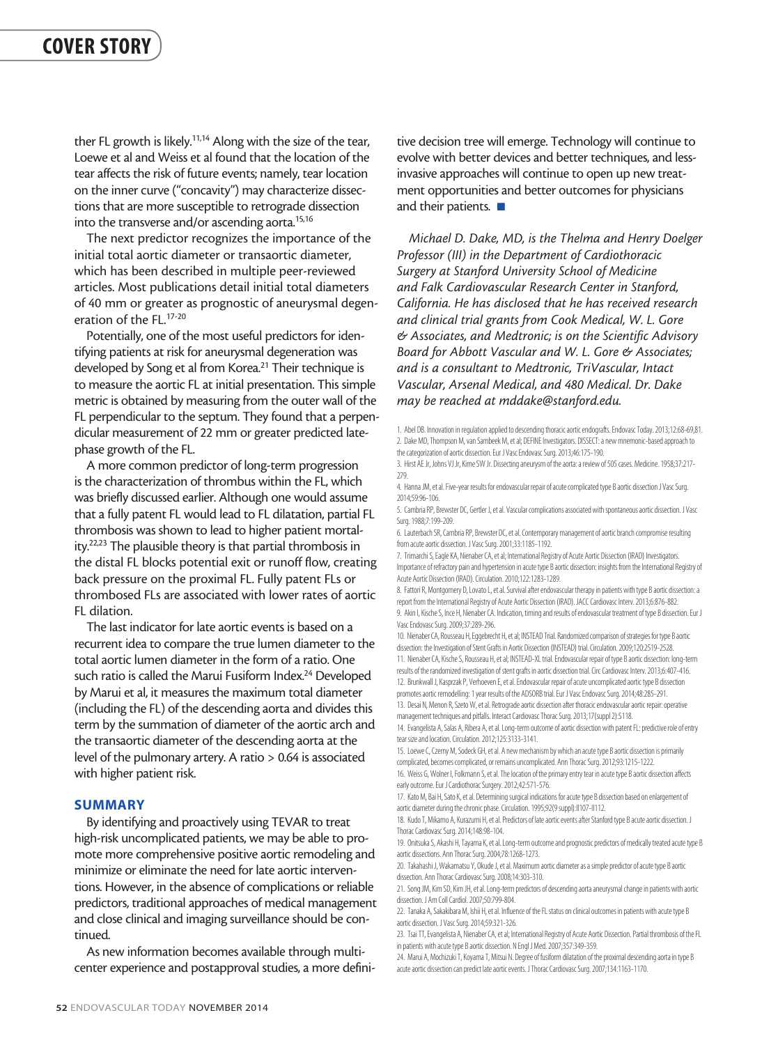ther FL growth is likely.[11,14] Along with the size of the tear, Loewe et al and Weiss et al found that the location of the tear affects the risk of future events; namely, tear location on the inner curve ("concavity") may characterize dissections that are more susceptible to retrograde dissection into the transverse and/or ascending aorta.[15,16]

The next predictor recognizes the importance of the initial total aortic diameter or transaortic diameter, which has been described in multiple peer-reviewed articles. Most publications detail initial total diameters of 40 mm or greater as prognostic of aneurysmal degeneration of the FL.[17-20]

Potentially, one of the most useful predictors for identifying patients at risk for aneurysmal degeneration was developed by Song et al from Korea.[21] Their technique is to measure the aortic FL at initial presentation. This simple metric is obtained by measuring from the outer wall of the FL perpendicular to the septum. They found that a perpendicular measurement of 22 mm or greater predicted late-phase growth of the FL.

A more common predictor of long-term progression is the characterization of thrombus within the FL, which was briefly discussed earlier. Although one would assume that a fully patent FL would lead to FL dilatation, partial FL thrombosis was shown to lead to higher patient mortality.[22,23] The plausible theory is that partial thrombosis in the distal FL blocks potential exit or runoff flow, creating back pressure on the proximal FL. Fully patent FLs or thrombosed FLs are associated with lower rates of aortic FL dilation.

The last indicator for late aortic events is based on a recurrent idea to compare the true lumen diameter to the total aortic lumen diameter in the form of a ratio. One such ratio is called the Marui Fusiform Index.[24] Developed by Marui et al, it measures the maximum total diameter (including the FL) of the descending aorta and divides this term by the summation of diameter of the aortic arch and the transaortic diameter of the descending aorta at the level of the pulmonary artery. A ratio > 0.64 is associated with higher patient risk.

## SUMMARY

By identifying and proactively using TEVAR to treat high-risk uncomplicated patients, we may be able to promote more comprehensive positive aortic remodeling and minimize or eliminate the need for late aortic interventions. However, in the absence of complications or reliable predictors, traditional approaches of medical management and close clinical and imaging surveillance should be continued.

As new information becomes available through multicenter experience and postapproval studies, a more definitive decision tree will emerge. Technology will continue to evolve with better devices and better techniques, and less-invasive approaches will continue to open up new treatment opportunities and better outcomes for physicians and their patients. ■

*Michael D. Dake, MD, is the Thelma and Henry Doelger Professor (III) in the Department of Cardiothoracic Surgery at Stanford University School of Medicine and Falk Cardiovascular Research Center in Stanford, California. He has disclosed that he has received research and clinical trial grants from Cook Medical, W. L. Gore & Associates, and Medtronic; is on the Scientific Advisory Board for Abbott Vascular and W. L. Gore & Associates; and is a consultant to Medtronic, TriVascular, Intact Vascular, Arsenal Medical, and 480 Medical. Dr. Dake may be reached at mddake@stanford.edu.*

1. Abel DB. Innovation in regulation applied to descending thoracic aortic endografts. Endovasc Today. 2013;12:68-69,81.
2. Dake MD, Thompson M, van Sambeek M, et al; DEFINE Investigators. DISSECT: a new mnemonic-based approach to the categorization of aortic dissection. Eur J Vasc Endovasc Surg. 2013;46:175-190.
3. Hirst AE Jr, Johns VJ Jr, Kime SW Jr. Dissecting aneurysm of the aorta: a review of 505 cases. Medicine. 1958;37:217-279.
4. Hanna JM, et al. Five-year results for endovascular repair of acute complicated type B aortic dissection J Vasc Surg. 2014;59:96-106.
5. Cambria RP, Brewster DC, Gertler J, et al. Vascular complications associated with spontaneous aortic dissection. J Vasc Surg. 1988;7:199-209.
6. Lauterbach SR, Cambria RP, Brewster DC, et al. Contemporary management of aortic branch compromise resulting from acute aortic dissection. J Vasc Surg. 2001;33:1185-1192.
7. Trimarchi S, Eagle KA, Nienaber CA, et al; International Registry of Acute Aortic Dissection (IRAD) Investigators. Importance of refractory pain and hypertension in acute type B aortic dissection: insights from the International Registry of Acute Aortic Dissection (IRAD). Circulation. 2010;122:1283-1289.
8. Fattori R, Montgomery D, Lovato L, et al. Survival after endovascular therapy in patients with type B aortic dissection: a report from the International Registry of Acute Aortic Dissection (IRAD). JACC Cardiovasc Interv. 2013;6:876-882.
9. Akin I, Kische S, Ince H, Nienaber CA. Indication, timing and results of endovascular treatment of type B dissection. Eur J Vasc Endovasc Surg. 2009;37:289-296.
10. Nienaber CA, Rousseau H, Eggebrecht H, et al; INSTEAD Trial. Randomized comparison of strategies for type B aortic dissection: the Investigation of Stent Grafts in Aortic Dissection (INSTEAD) trial. Circulation. 2009;120:2519-2528.
11. Nienaber CA, Kische S, Rousseau H, et al; INSTEAD-XL trial. Endovascular repair of type B aortic dissection: long-term results of the randomized investigation of stent grafts in aortic dissection trial. Circ Cardiovasc Interv. 2013;6:407-416.
12. Brunkwall J, Kasprzak P, Verhoeven E, et al. Endovascular repair of acute uncomplicated aortic type B dissection promotes aortic remodelling: 1 year results of the ADSORB trial. Eur J Vasc Endovasc Surg. 2014;48:285-291.
13. Desai N, Menon R, Szeto W, et al. Retrograde aortic dissection after thoracic endovascular aortic repair: operative management techniques and pitfalls. Interact Cardiovasc Thorac Surg. 2013;17(suppl 2):S118.
14. Evangelista A, Salas A, Ribera A, et al. Long-term outcome of aortic dissection with patent FL: predictive role of entry tear size and location. Circulation. 2012;125:3133-3141.
15. Loewe C, Czerny M, Sodeck GH, et al. A new mechanism by which an acute type B aortic dissection is primarily complicated, becomes complicated, or remains uncomplicated. Ann Thorac Surg. 2012;93:1215-1222.
16. Weiss G, Wolner I, Folkmann S, et al. The location of the primary entry tear in acute type B aortic dissection affects early outcome. Eur J Cardiothorac Surgery. 2012;42:571-576.
17. Kato M, Bai H, Sato K, et al. Determining surgical indications for acute type B dissection based on enlargement of aortic diameter during the chronic phase. Circulation. 1995;92(9 suppl):II107-II112.
18. Kudo T, Mikamo A, Kurazumi H, et al. Predictors of late aortic events after Stanford type B acute aortic dissection. J Thorac Cardiovasc Surg. 2014;148:98-104.
19. Onitsuka S, Akashi H, Tayama K, et al. Long-term outcome and prognostic predictors of medically treated acute type B aortic dissections. Ann Thorac Surg. 2004;78:1268-1273.
20. Takahashi J, Wakamatsu Y, Okude J, et al. Maximum aortic diameter as a simple predictor of acute type B aortic dissection. Ann Thorac Cardiovasc Surg. 2008;14:303-310.
21. Song JM, Kim SD, Kim JH, et al. Long-term predictors of descending aorta aneurysmal change in patients with aortic dissection. J Am Coll Cardiol. 2007;50:799-804.
22. Tanaka A, Sakakibara M, Ishii H, et al. Influence of the FL status on clinical outcomes in patients with acute type B aortic dissection. J Vasc Surg. 2014;59:321-326.
23. Tsai TT, Evangelista A, Nienaber CA, et al; International Registry of Acute Aortic Dissection. Partial thrombosis of the FL in patients with acute type B aortic dissection. N Engl J Med. 2007;357:349-359.
24. Marui A, Mochizuki T, Koyama T, Mitsui N. Degree of fusiform dilatation of the proximal descending aorta in type B acute aortic dissection can predict late aortic events. J Thorac Cardiovasc Surg. 2007;134:1163-1170.